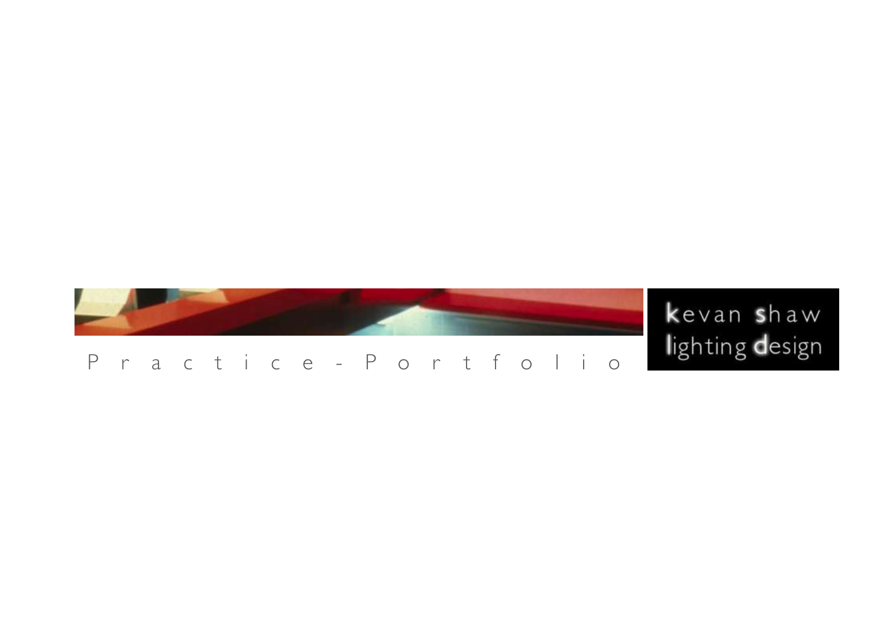# Practice - Portfolio

kevan shaw lighting design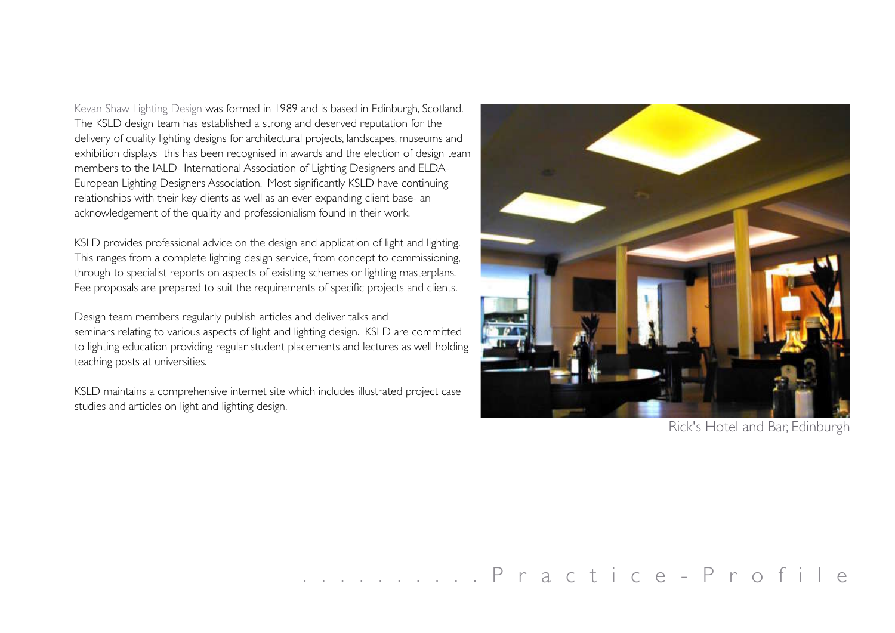Kevan Shaw Lighting Design was formed in 1989 and is based in Edinburgh, Scotland. The KSLD design team has established a strong and deserved reputation for the delivery of quality lighting designs for architectural projects, landscapes, museums and exhibition displays this has been recognised in awards and the election of design team members to the IALD- International Association of Lighting Designers and ELDA- European Lighting Designers Association. Most significantly KSLD have continuing relationships with their key clients as well as an ever expanding client base- an acknowledgement of the quality and professionialism found in their work.

KSLD provides professional advice on the design and application of light and lighting. This ranges from a complete lighting design service, from concept to commissioning, through to specialist reports on aspects of existing schemes or lighting masterplans. Fee proposals are prepared to suit the requirements of specific projects and clients.

Design team members regularly publish articles and deliver talks and seminars relating to various aspects of light and lighting design. KSLD are committed to lighting education providing regular student placements and lectures as well holding teaching posts at universities.

KSLD maintains a comprehensive internet site which includes illustrated project case studies and articles on light and lighting design.

Rick's Hotel and Bar, Edinburgh

# Practice-Profile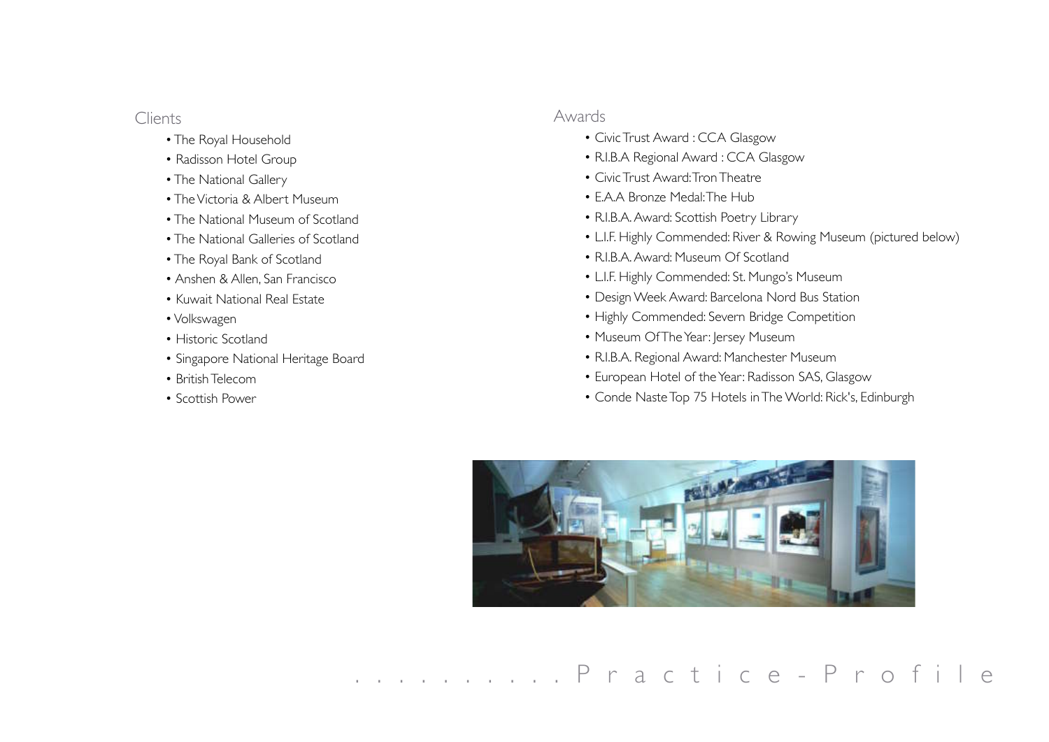## Clients

- The Royal Household
- Radisson Hotel Group
- The National Gallery
- The Victoria & Albert Museum
- The National Museum of Scotland
- The National Galleries of Scotland
- The Royal Bank of Scotland
- Anshen & Allen, San Francisco
- Kuwait National Real Estate
- Volkswagen
- Historic Scotland
- Singapore National Heritage Board
- British Telecom
- Scottish Power

## Awards

- Civic Trust Award : CCA Glasgow
- R.I.B.A Regional Award : CCA Glasgow
- Civic Trust Award: Tron Theatre
- E.A.A Bronze Medal: The Hub
- R.I.B.A. Award: Scottish Poetry Library
- L.I.F. Highly Commended: River & Rowing Museum (pictured below)
- R.I.B.A. Award: Museum Of Scotland
- L.I.F. Highly Commended: St. Mungo's Museum
- Design Week Award: Barcelona Nord Bus Station
- Highly Commended: Severn Bridge Competition
- Museum Of The Year: Jersey Museum
- R.I.B.A. Regional Award: Manchester Museum
- European Hotel of the Year: Radisson SAS, Glasgow
- Conde Naste Top 75 Hotels in The World: Rick's, Edinburgh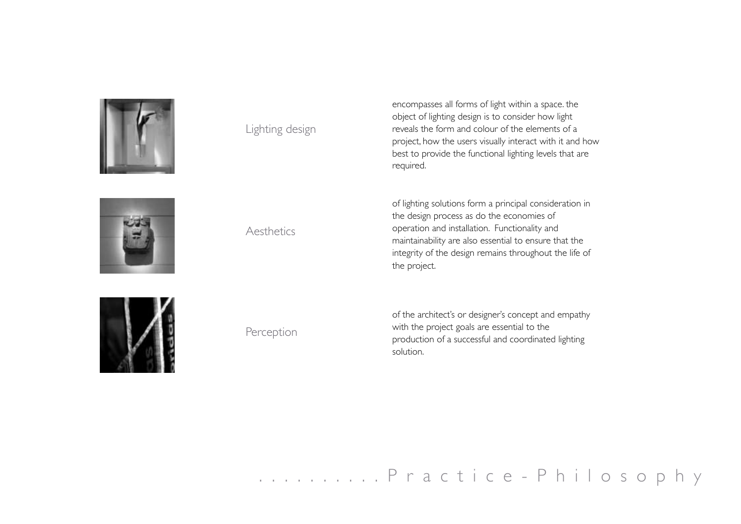## Lighting design

encompasses all forms of light within a space. the object of lighting design is to consider how light reveals the form and colour of the elements of a project, how the users visually interact with it and how best to provide the functional lighting levels that are required.

## Aesthetics

of lighting solutions form a principal consideration in the design process as do the economies of operation and installation. Functionality and maintainability are also essential to ensure that the integrity of the design remains throughout the life of the project.

## Perception

of the architect's or designer's concept and empathy with the project goals are essential to the production of a successful and coordinated lighting solution.

. . . . . . . . . . . Practice-Philosophy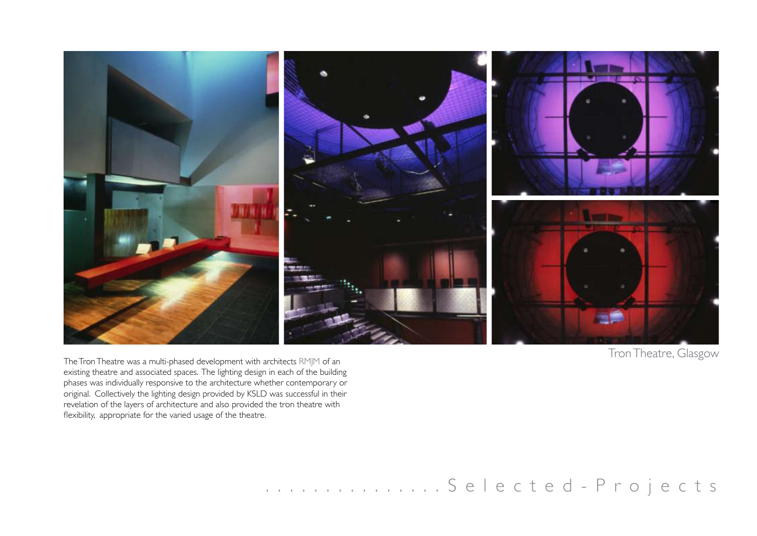Tron Theatre, Glasgow

The Tron Theatre was a multi-phased development with architects RMJM of an existing theatre and associated spaces. The lighting design in each of the building phases was individually responsive to the architecture whether contemporary or original. Collectively the lighting design provided by KSLD was successful in their revelation of the layers of architecture and also provided the tron theatre with flexibility, appropriate for the varied usage of the theatre.

................Selected-Projects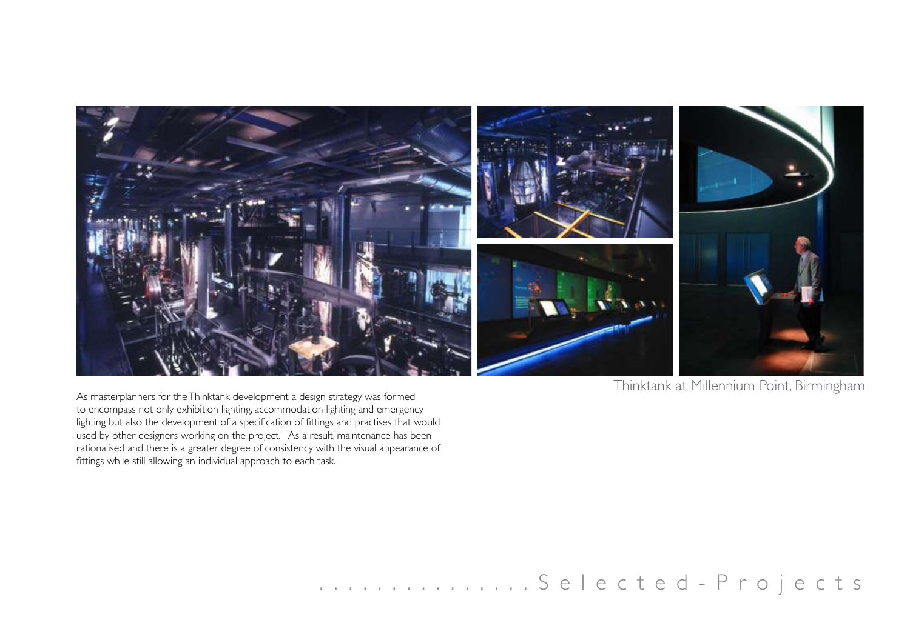Thinktank at Millennium Point, Birmingham

As masterplanners for the Thinktank development a design strategy was formed to encompass not only exhibition lighting, accommodation lighting and emergency lighting but also the development of a specification of fittings and practises that would used by other designers working on the project. As a result, maintenance has been rationalised and there is a greater degree of consistency with the visual appearance of fittings while still allowing an individual approach to each task.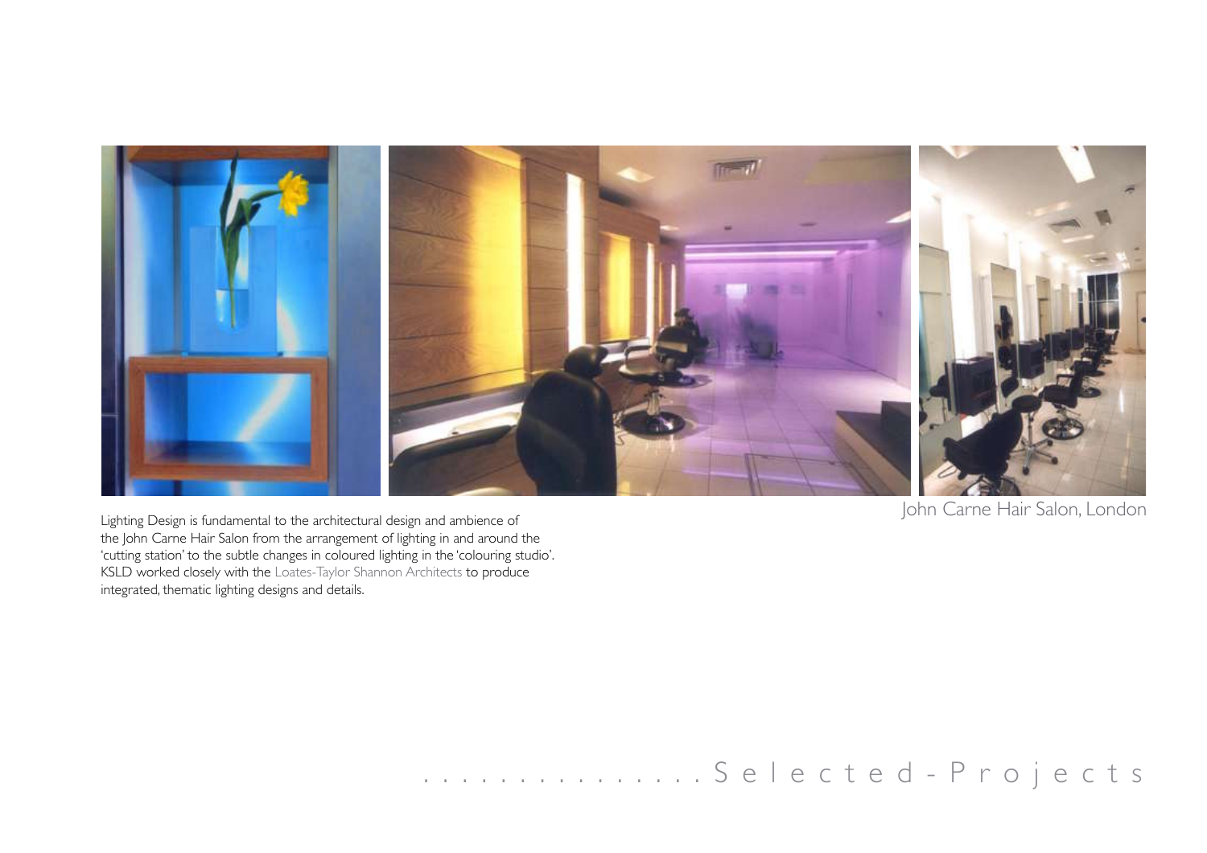John Carne Hair Salon, London

Lighting Design is fundamental to the architectural design and ambience of the John Carne Hair Salon from the arrangement of lighting in and around the 'cutting station' to the subtle changes in coloured lighting in the 'colouring studio'. KSLD worked closely with the Loates-Taylor Shannon Architects to produce integrated, thematic lighting designs and details.

. . . . . . . . . . . . . . . . Selected-Projects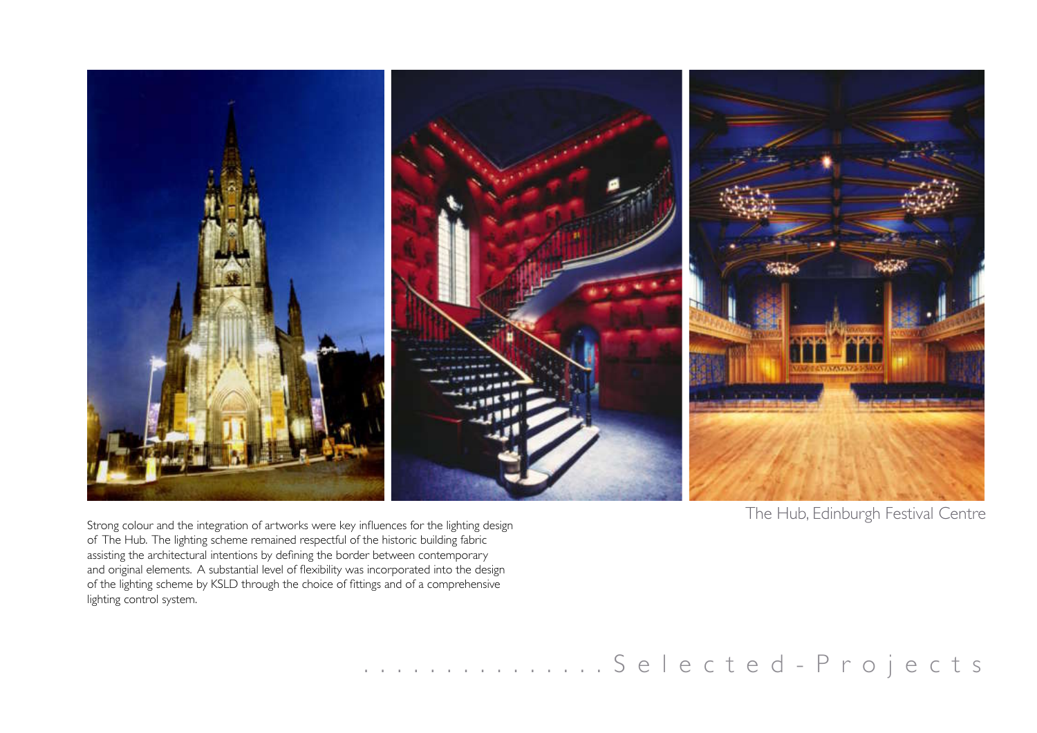The Hub, Edinburgh Festival Centre

Strong colour and the integration of artworks were key influences for the lighting design of The Hub. The lighting scheme remained respectful of the historic building fabric assisting the architectural intentions by defining the border between contemporary and original elements. A substantial level of flexibility was incorporated into the design of the lighting scheme by KSLD through the choice of fittings and of a comprehensive lighting control system.

................Selected-Projects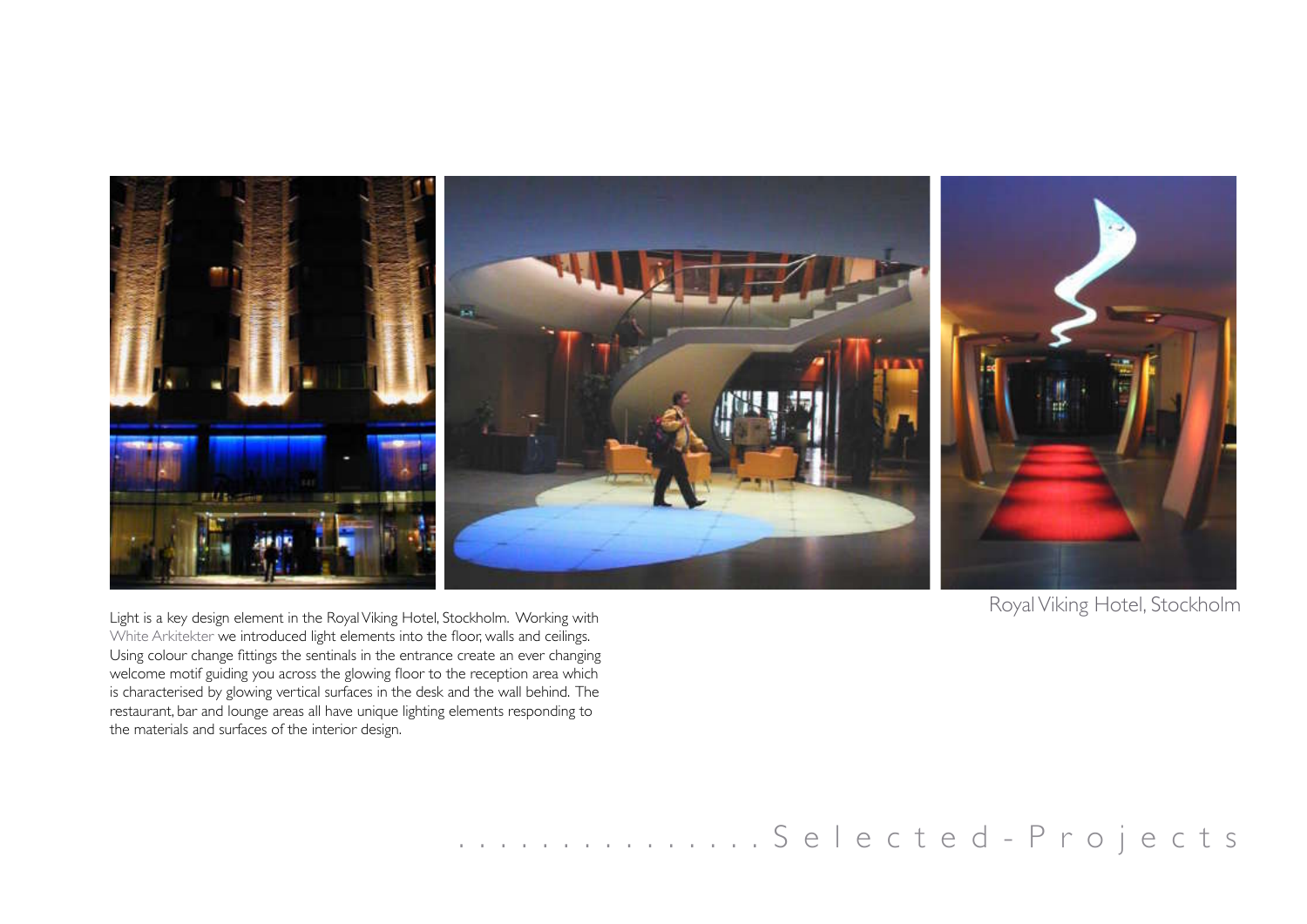Royal Viking Hotel, Stockholm

Light is a key design element in the Royal Viking Hotel, Stockholm. Working with White Arkitekter we introduced light elements into the floor, walls and ceilings. Using colour change fittings the sentinals in the entrance create an ever changing welcome motif guiding you across the glowing floor to the reception area which is characterised by glowing vertical surfaces in the desk and the wall behind. The restaurant, bar and lounge areas all have unique lighting elements responding to the materials and surfaces of the interior design.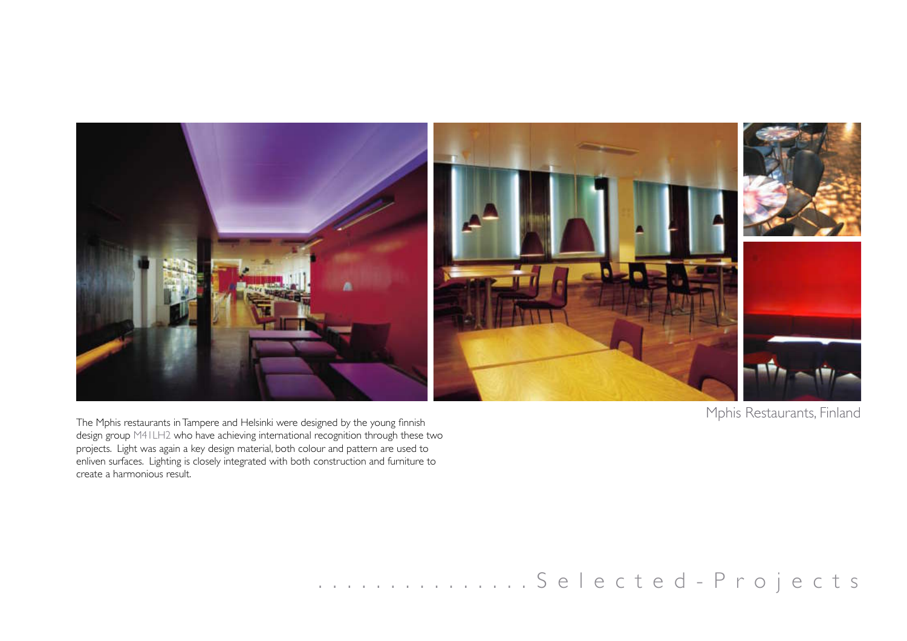Mphis Restaurants, Finland

The Mphis restaurants in Tampere and Helsinki were designed by the young finnish design group M41LH2 who have achieving international recognition through these two projects. Light was again a key design material, both colour and pattern are used to enliven surfaces. Lighting is closely integrated with both construction and furniture to create a harmonious result.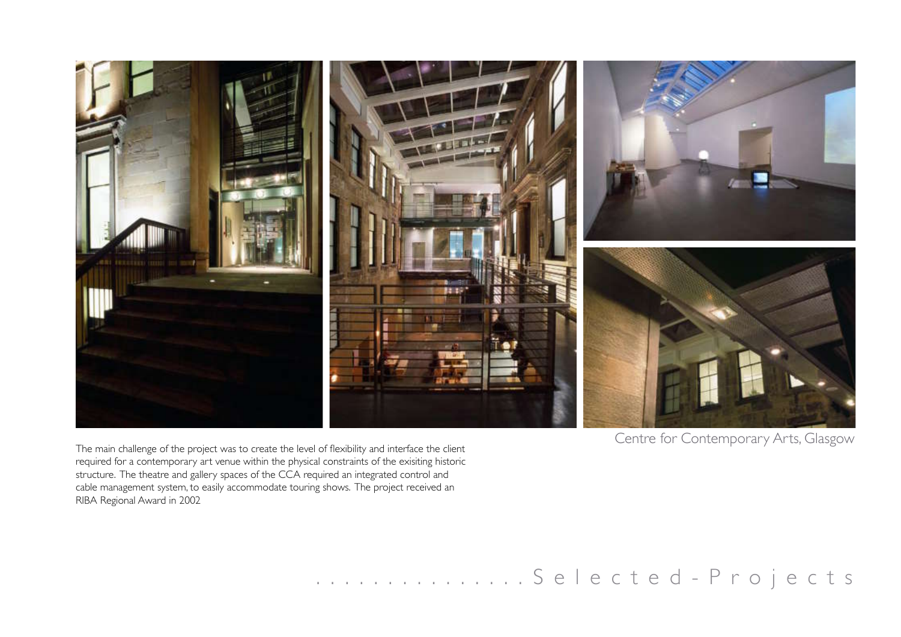Centre for Contemporary Arts, Glasgow

The main challenge of the project was to create the level of flexibility and interface the client required for a contemporary art venue within the physical constraints of the exisiting historic structure. The theatre and gallery spaces of the CCA required an integrated control and cable management system, to easily accommodate touring shows. The project received an RIBA Regional Award in 2002

. . . . . . . . . . . . . . . . Selected-Projects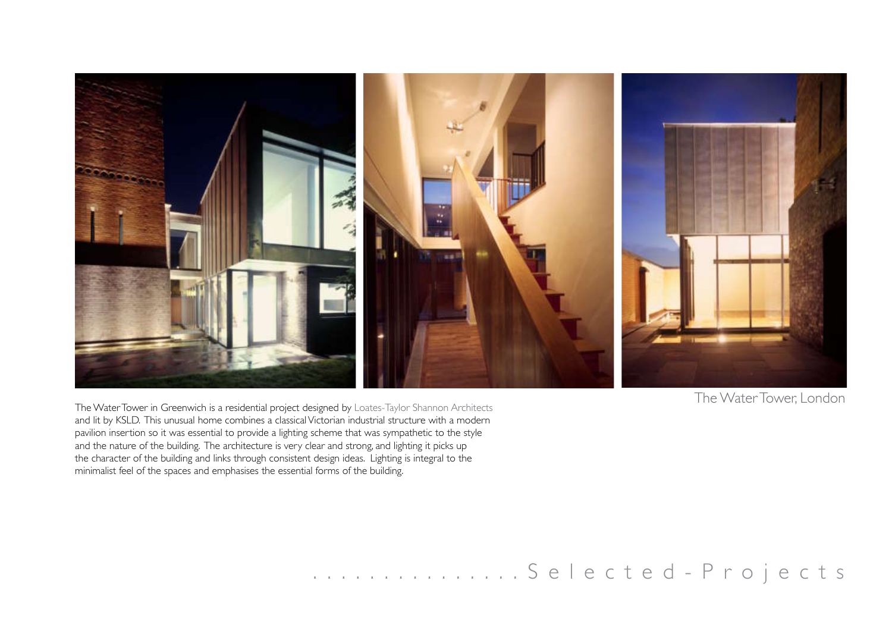## The Water Tower, London

The Water Tower in Greenwich is a residential project designed by Loates-Taylor Shannon Architects and lit by KSLD. This unusual home combines a classical Victorian industrial structure with a modern pavilion insertion so it was essential to provide a lighting scheme that was sympathetic to the style and the nature of the building. The architecture is very clear and strong, and lighting it picks up the character of the building and links through consistent design ideas. Lighting is integral to the minimalist feel of the spaces and emphasises the essential forms of the building.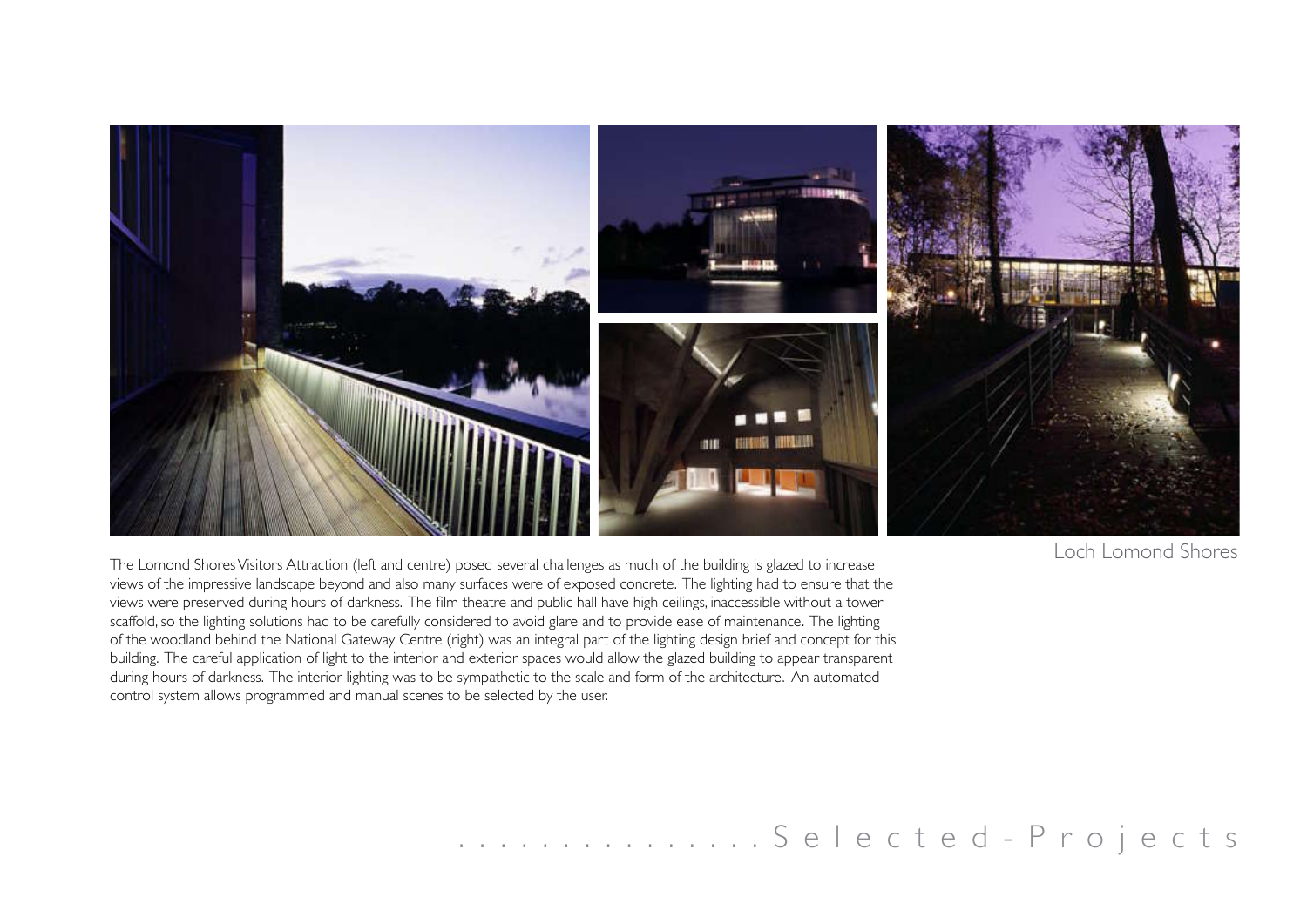Loch Lomond Shores

The Lomond Shores Visitors Attraction (left and centre) posed several challenges as much of the building is glazed to increase views of the impressive landscape beyond and also many surfaces were of exposed concrete. The lighting had to ensure that the views were preserved during hours of darkness. The film theatre and public hall have high ceilings, inaccessible without a tower scaffold, so the lighting solutions had to be carefully considered to avoid glare and to provide ease of maintenance. The lighting of the woodland behind the National Gateway Centre (right) was an integral part of the lighting design brief and concept for this building. The careful application of light to the interior and exterior spaces would allow the glazed building to appear transparent during hours of darkness. The interior lighting was to be sympathetic to the scale and form of the architecture. An automated control system allows programmed and manual scenes to be selected by the user.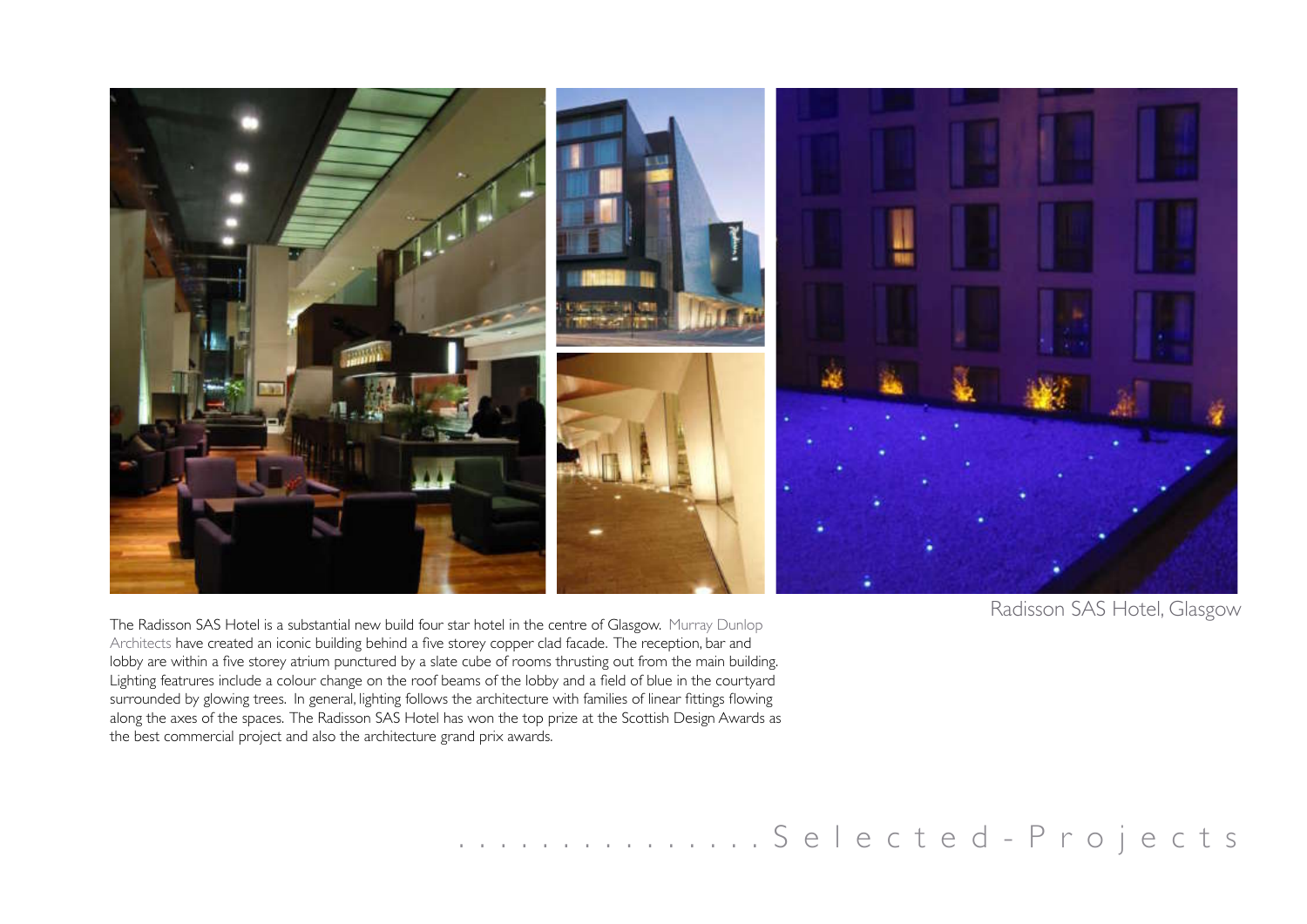Radisson SAS Hotel, Glasgow

The Radisson SAS Hotel is a substantial new build four star hotel in the centre of Glasgow. Murray Dunlop Architects have created an iconic building behind a five storey copper clad facade. The reception, bar and lobby are within a five storey atrium punctured by a slate cube of rooms thrusting out from the main building. Lighting featrures include a colour change on the roof beams of the lobby and a field of blue in the courtyard surrounded by glowing trees. In general, lighting follows the architecture with families of linear fittings flowing along the axes of the spaces. The Radisson SAS Hotel has won the top prize at the Scottish Design Awards as the best commercial project and also the architecture grand prix awards.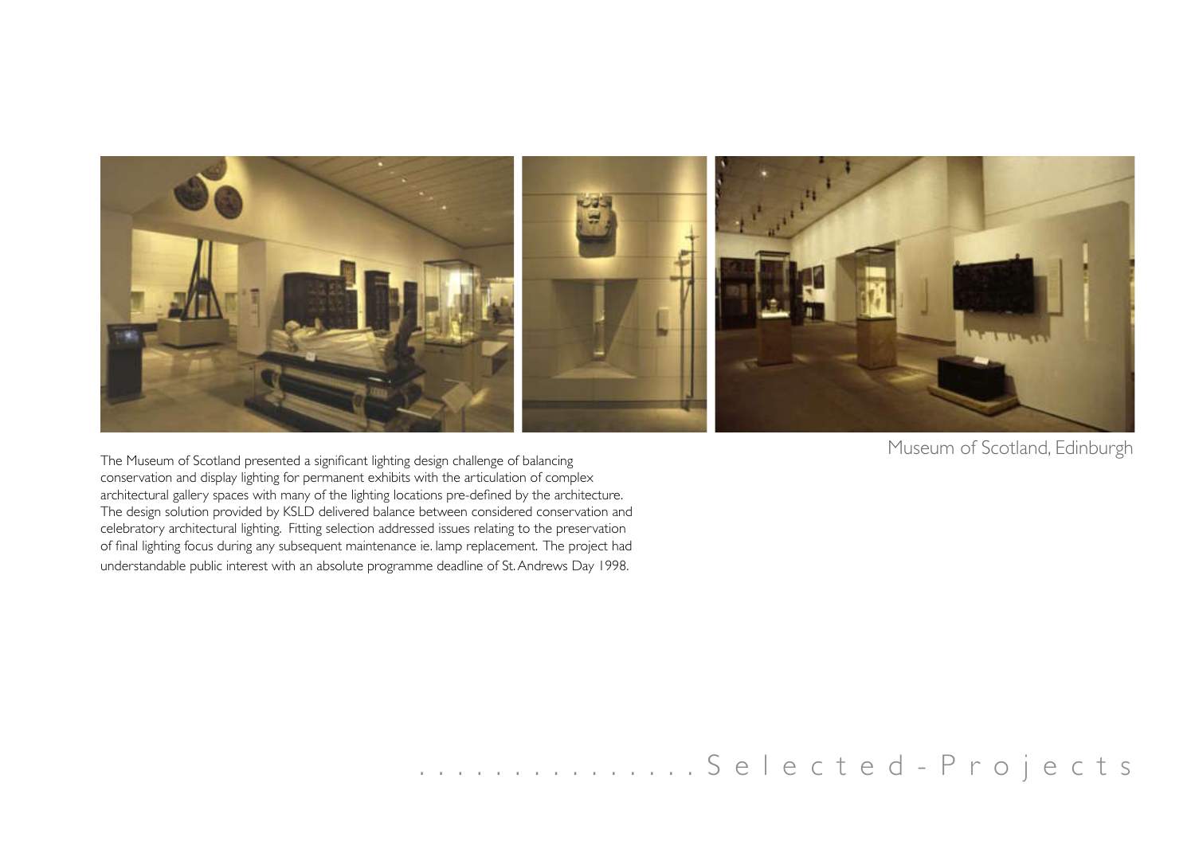## Museum of Scotland, Edinburgh

The Museum of Scotland presented a significant lighting design challenge of balancing conservation and display lighting for permanent exhibits with the articulation of complex architectural gallery spaces with many of the lighting locations pre-defined by the architecture. The design solution provided by KSLD delivered balance between considered conservation and celebratory architectural lighting. Fitting selection addressed issues relating to the preservation of final lighting focus during any subsequent maintenance ie. lamp replacement. The project had understandable public interest with an absolute programme deadline of St. Andrews Day 1998.

. . . . . . . . . . . . . . . . Selected-Projects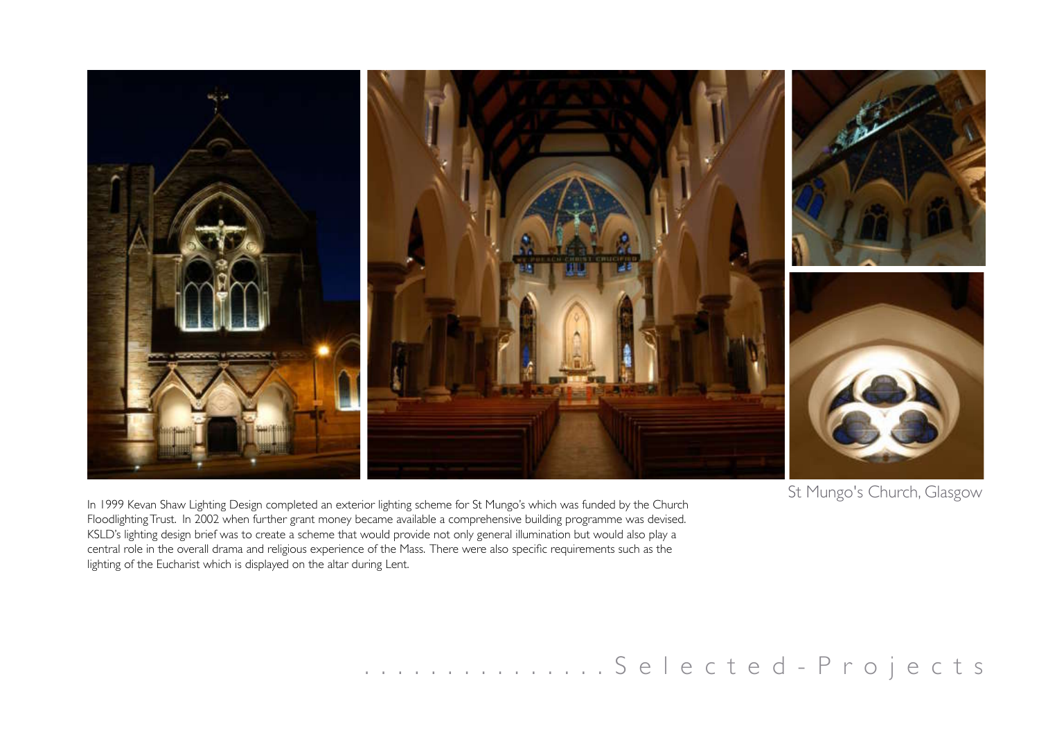St Mungo's Church, Glasgow

In 1999 Kevan Shaw Lighting Design completed an exterior lighting scheme for St Mungo's which was funded by the Church Floodlighting Trust. In 2002 when further grant money became available a comprehensive building programme was devised. KSLD's lighting design brief was to create a scheme that would provide not only general illumination but would also play a central role in the overall drama and religious experience of the Mass. There were also specific requirements such as the lighting of the Eucharist which is displayed on the altar during Lent.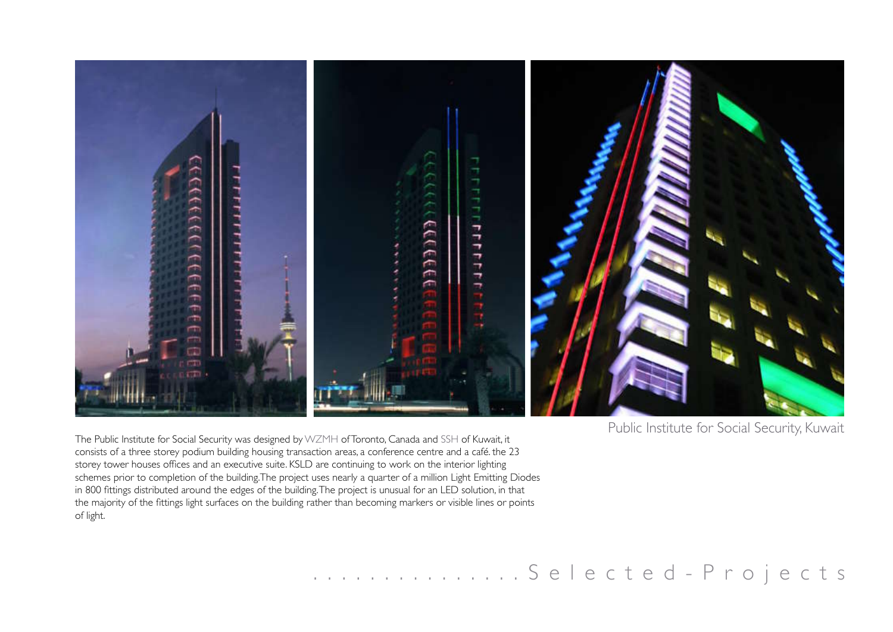Public Institute for Social Security, Kuwait

The Public Institute for Social Security was designed by WZMH of Toronto, Canada and SSH of Kuwait, it consists of a three storey podium building housing transaction areas, a conference centre and a café. the 23 storey tower houses offices and an executive suite. KSLD are continuing to work on the interior lighting schemes prior to completion of the building.The project uses nearly a quarter of a million Light Emitting Diodes in 800 fittings distributed around the edges of the building.The project is unusual for an LED solution, in that the majority of the fittings light surfaces on the building rather than becoming markers or visible lines or points of light.

. . . . . . . . . . . . . . . . Selected-Projects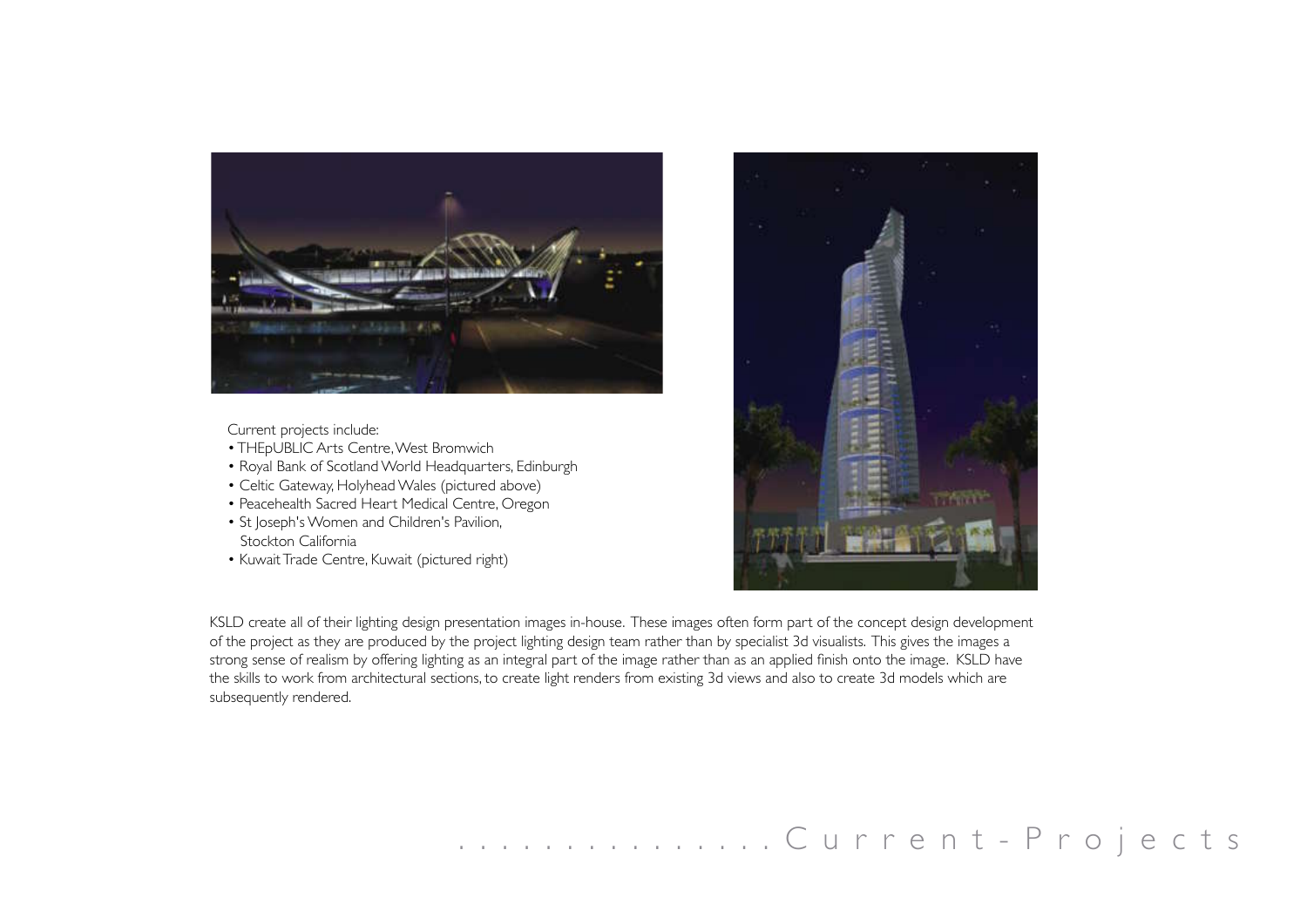Current projects include:

- THEpUBLIC Arts Centre, West Bromwich
- Royal Bank of Scotland World Headquarters, Edinburgh
- Celtic Gateway, Holyhead Wales (pictured above)
- Peacehealth Sacred Heart Medical Centre, Oregon
- St Joseph's Women and Children's Pavilion, Stockton California
- Kuwait Trade Centre, Kuwait (pictured right)

KSLD create all of their lighting design presentation images in-house. These images often form part of the concept design development of the project as they are produced by the project lighting design team rather than by specialist 3d visualists. This gives the images a strong sense of realism by offering lighting as an integral part of the image rather than as an applied finish onto the image. KSLD have the skills to work from architectural sections, to create light renders from existing 3d views and also to create 3d models which are subsequently rendered.

# ................Current-Projects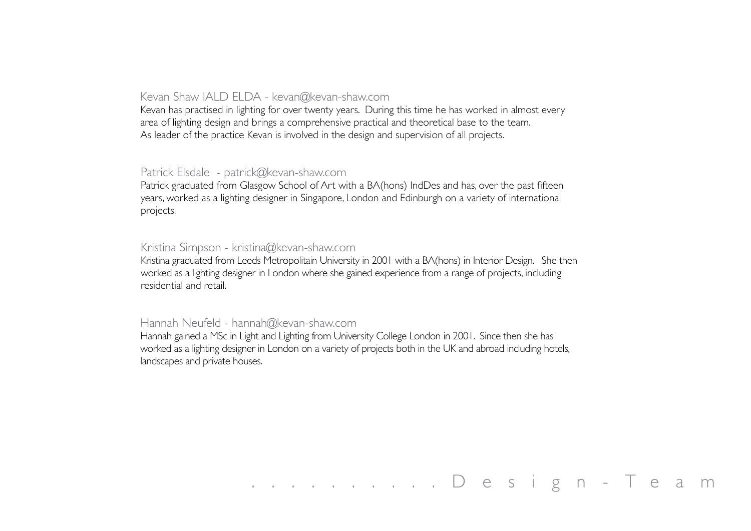Kevan Shaw IALD ELDA - kevan@kevan-shaw.com

Kevan has practised in lighting for over twenty years. During this time he has worked in almost every area of lighting design and brings a comprehensive practical and theoretical base to the team. As leader of the practice Kevan is involved in the design and supervision of all projects.

Patrick Elsdale - patrick@kevan-shaw.com

Patrick graduated from Glasgow School of Art with a BA(hons) IndDes and has, over the past fifteen years, worked as a lighting designer in Singapore, London and Edinburgh on a variety of international projects.

Kristina Simpson - kristina@kevan-shaw.com

Kristina graduated from Leeds Metropolitain University in 2001 with a BA(hons) in Interior Design. She then worked as a lighting designer in London where she gained experience from a range of projects, including residential and retail.

Hannah Neufeld - hannah@kevan-shaw.com

Hannah gained a MSc in Light and Lighting from University College London in 2001. Since then she has worked as a lighting designer in London on a variety of projects both in the UK and abroad including hotels, landscapes and private houses.

. . . . . . . . . . . . Design-Team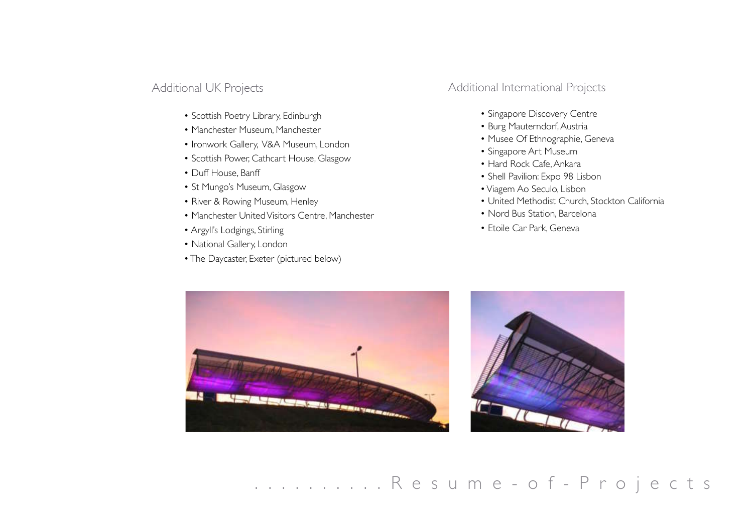## Additional UK Projects

- Scottish Poetry Library, Edinburgh
- Manchester Museum, Manchester
- Ironwork Gallery, V&A Museum, London
- Scottish Power, Cathcart House, Glasgow
- Duff House, Banff
- St Mungo's Museum, Glasgow
- River & Rowing Museum, Henley
- Manchester United Visitors Centre, Manchester
- Argyll's Lodgings, Stirling
- National Gallery, London
- The Daycaster, Exeter (pictured below)

## Additional International Projects

- Singapore Discovery Centre
- Burg Mauterndorf, Austria
- Musee Of Ethnographie, Geneva
- Singapore Art Museum
- Hard Rock Cafe, Ankara
- Shell Pavilion: Expo 98 Lisbon
- Viagem Ao Seculo, Lisbon
- United Methodist Church, Stockton California
- Nord Bus Station, Barcelona
- Etoile Car Park, Geneva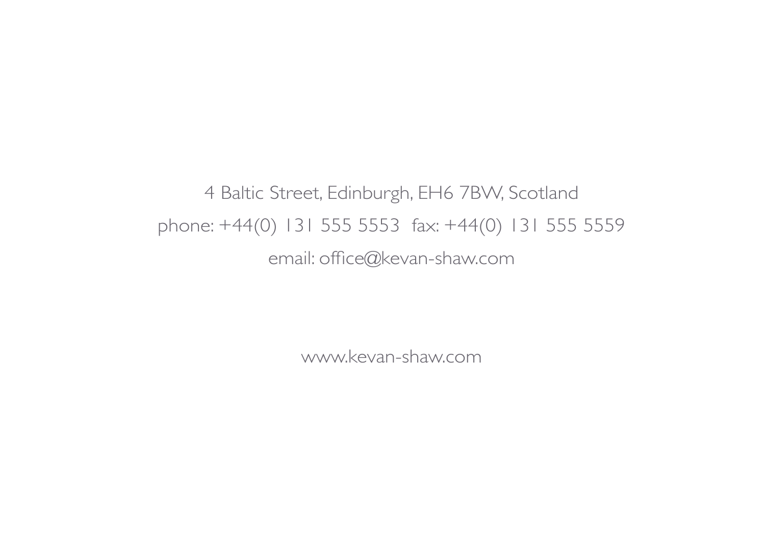4 Baltic Street, Edinburgh, EH6 7BW, Scotland

phone: +44(0) 131 555 5553  fax: +44(0) 131 555 5559

email: office@kevan-shaw.com

www.kevan-shaw.com